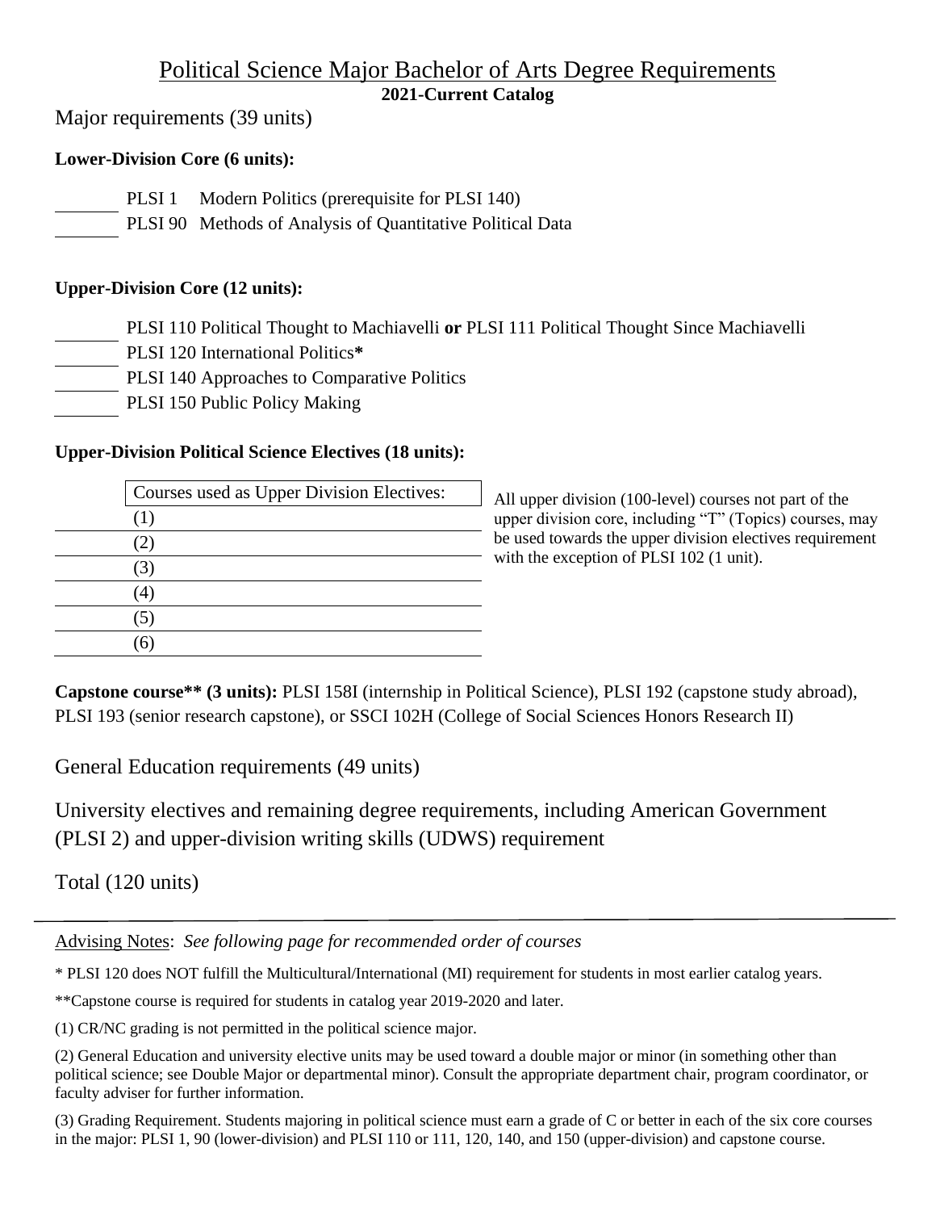# Political Science Major Bachelor of Arts Degree Requirements

**2021-Current Catalog**

## Major requirements (39 units)

### Lower-Division Core (6 units):

- \_\_\_\_\_\_\_ PLSI 1 Modern Politics (prerequisite for PLSI 140)
- \_\_\_\_\_\_\_ PLSI 90 Methods of Analysis of Quantitative Political Data

### Upper-Division Core (12 units):

- \_\_\_\_\_\_\_ PLSI 110 Political Thought to Machiavelli **or** PLSI 111 Political Thought Since Machiavelli
- \_\_\_\_\_\_\_ PLSI 120 International Politics**\***
- \_\_\_\_\_\_\_ PLSI 140 Approaches to Comparative Politics
- \_\_\_\_\_\_\_ PLSI 150 Public Policy Making

### Upper-Division Political Science Electives (18 units):

| | Courses used as Upper Division Electives: |
|---|---|
| | (1) |
| | (2) |
| | (3) |
| | (4) |
| | (5) |
| | (6) |

All upper division (100-level) courses not part of the upper division core, including "T" (Topics) courses, may be used towards the upper division electives requirement with the exception of PLSI 102 (1 unit).

**Capstone course\*\* (3 units):** PLSI 158I (internship in Political Science), PLSI 192 (capstone study abroad), PLSI 193 (senior research capstone), or SSCI 102H (College of Social Sciences Honors Research II)

## General Education requirements (49 units)

## University electives and remaining degree requirements, including American Government (PLSI 2) and upper-division writing skills (UDWS) requirement

## Total (120 units)

---

Advising Notes: *See following page for recommended order of courses*

\* PLSI 120 does NOT fulfill the Multicultural/International (MI) requirement for students in most earlier catalog years.

\*\*Capstone course is required for students in catalog year 2019-2020 and later.

(1) CR/NC grading is not permitted in the political science major.

(2) General Education and university elective units may be used toward a double major or minor (in something other than political science; see Double Major or departmental minor). Consult the appropriate department chair, program coordinator, or faculty adviser for further information.

(3) Grading Requirement. Students majoring in political science must earn a grade of C or better in each of the six core courses in the major: PLSI 1, 90 (lower-division) and PLSI 110 or 111, 120, 140, and 150 (upper-division) and capstone course.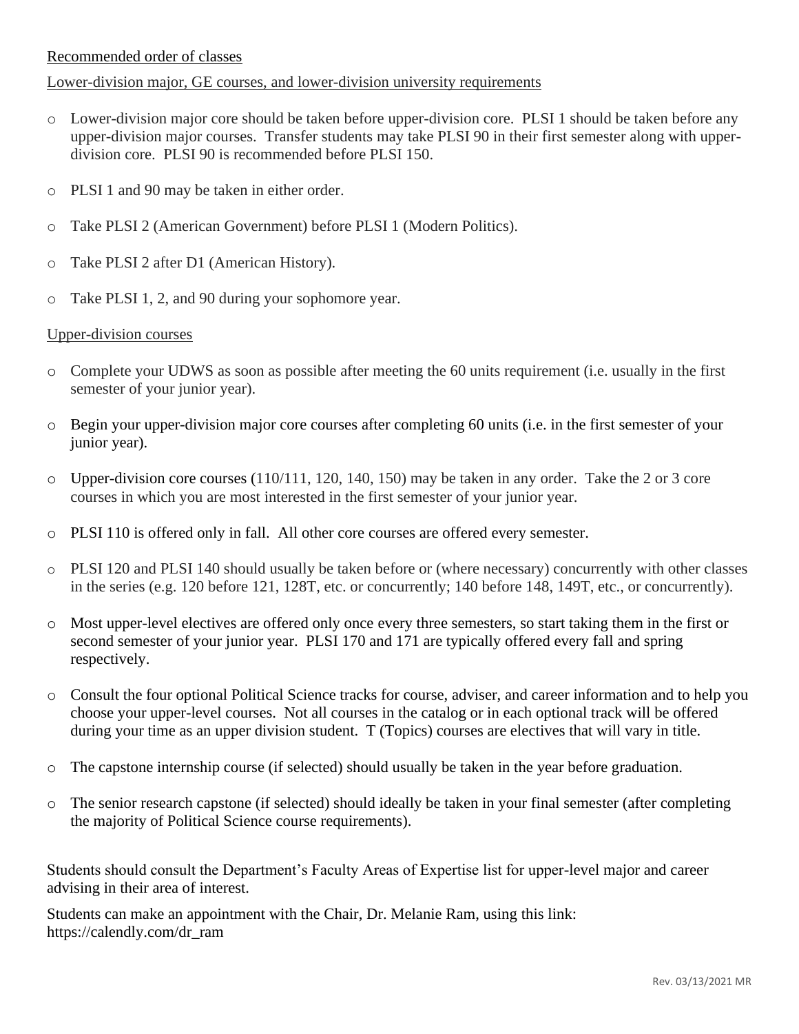Recommended order of classes

Lower-division major, GE courses, and lower-division university requirements

- Lower-division major core should be taken before upper-division core. PLSI 1 should be taken before any upper-division major courses. Transfer students may take PLSI 90 in their first semester along with upper-division core. PLSI 90 is recommended before PLSI 150.
- PLSI 1 and 90 may be taken in either order.
- Take PLSI 2 (American Government) before PLSI 1 (Modern Politics).
- Take PLSI 2 after D1 (American History).
- Take PLSI 1, 2, and 90 during your sophomore year.

Upper-division courses

- Complete your UDWS as soon as possible after meeting the 60 units requirement (i.e. usually in the first semester of your junior year).
- Begin your upper-division major core courses after completing 60 units (i.e. in the first semester of your junior year).
- Upper-division core courses (110/111, 120, 140, 150) may be taken in any order. Take the 2 or 3 core courses in which you are most interested in the first semester of your junior year.
- PLSI 110 is offered only in fall. All other core courses are offered every semester.
- PLSI 120 and PLSI 140 should usually be taken before or (where necessary) concurrently with other classes in the series (e.g. 120 before 121, 128T, etc. or concurrently; 140 before 148, 149T, etc., or concurrently).
- Most upper-level electives are offered only once every three semesters, so start taking them in the first or second semester of your junior year. PLSI 170 and 171 are typically offered every fall and spring respectively.
- Consult the four optional Political Science tracks for course, adviser, and career information and to help you choose your upper-level courses. Not all courses in the catalog or in each optional track will be offered during your time as an upper division student. T (Topics) courses are electives that will vary in title.
- The capstone internship course (if selected) should usually be taken in the year before graduation.
- The senior research capstone (if selected) should ideally be taken in your final semester (after completing the majority of Political Science course requirements).

Students should consult the Department's Faculty Areas of Expertise list for upper-level major and career advising in their area of interest.

Students can make an appointment with the Chair, Dr. Melanie Ram, using this link: https://calendly.com/dr_ram

Rev. 03/13/2021 MR